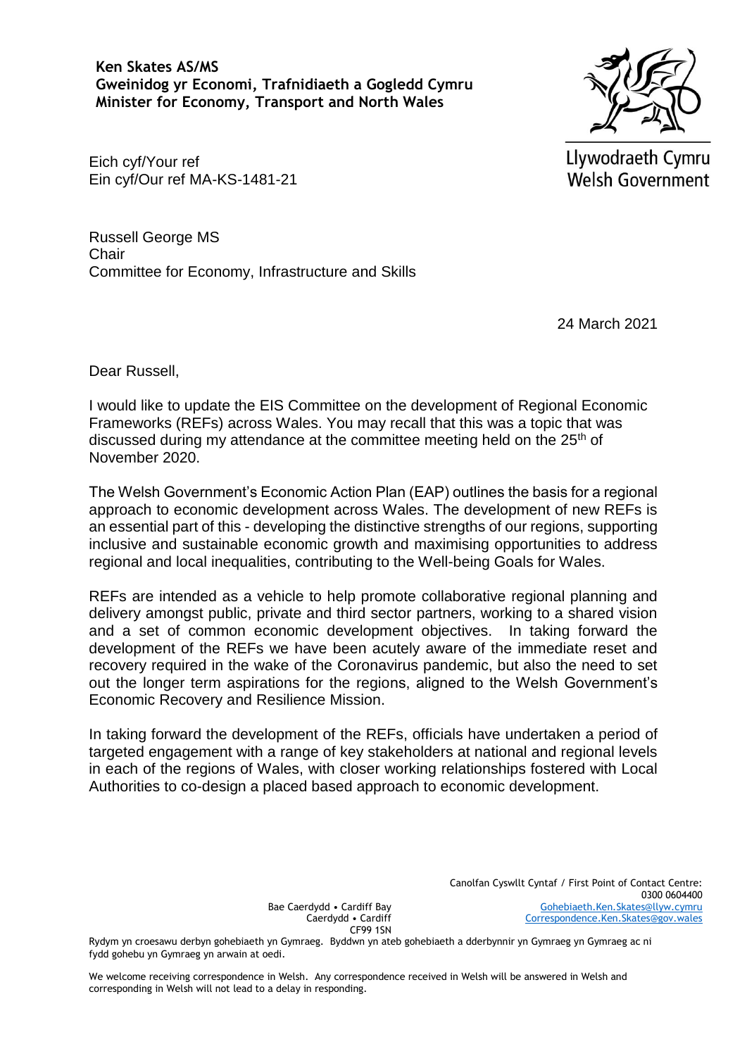**Ken Skates AS/MS**
**Gweinidog yr Economi, Trafnidiaeth a Gogledd Cymru**
**Minister for Economy, Transport and North Wales**

Llywodraeth Cymru
Welsh Government

Eich cyf/Your ref
Ein cyf/Our ref MA-KS-1481-21

Russell George MS
Chair
Committee for Economy, Infrastructure and Skills

24 March 2021

Dear Russell,

I would like to update the EIS Committee on the development of Regional Economic Frameworks (REFs) across Wales. You may recall that this was a topic that was discussed during my attendance at the committee meeting held on the 25th of November 2020.

The Welsh Government's Economic Action Plan (EAP) outlines the basis for a regional approach to economic development across Wales. The development of new REFs is an essential part of this - developing the distinctive strengths of our regions, supporting inclusive and sustainable economic growth and maximising opportunities to address regional and local inequalities, contributing to the Well-being Goals for Wales.

REFs are intended as a vehicle to help promote collaborative regional planning and delivery amongst public, private and third sector partners, working to a shared vision and a set of common economic development objectives. In taking forward the development of the REFs we have been acutely aware of the immediate reset and recovery required in the wake of the Coronavirus pandemic, but also the need to set out the longer term aspirations for the regions, aligned to the Welsh Government's Economic Recovery and Resilience Mission.

In taking forward the development of the REFs, officials have undertaken a period of targeted engagement with a range of key stakeholders at national and regional levels in each of the regions of Wales, with closer working relationships fostered with Local Authorities to co-design a placed based approach to economic development.

Bae Caerdydd • Cardiff Bay
Caerdydd • Cardiff
CF99 1SN

Canolfan Cyswllt Cyntaf / First Point of Contact Centre:
0300 0604400
Gohebiaeth.Ken.Skates@llyw.cymru
Correspondence.Ken.Skates@gov.wales

Rydym yn croesawu derbyn gohebiaeth yn Gymraeg. Byddwn yn ateb gohebiaeth a dderbynnir yn Gymraeg yn Gymraeg ac ni fydd gohebu yn Gymraeg yn arwain at oedi.

We welcome receiving correspondence in Welsh. Any correspondence received in Welsh will be answered in Welsh and corresponding in Welsh will not lead to a delay in responding.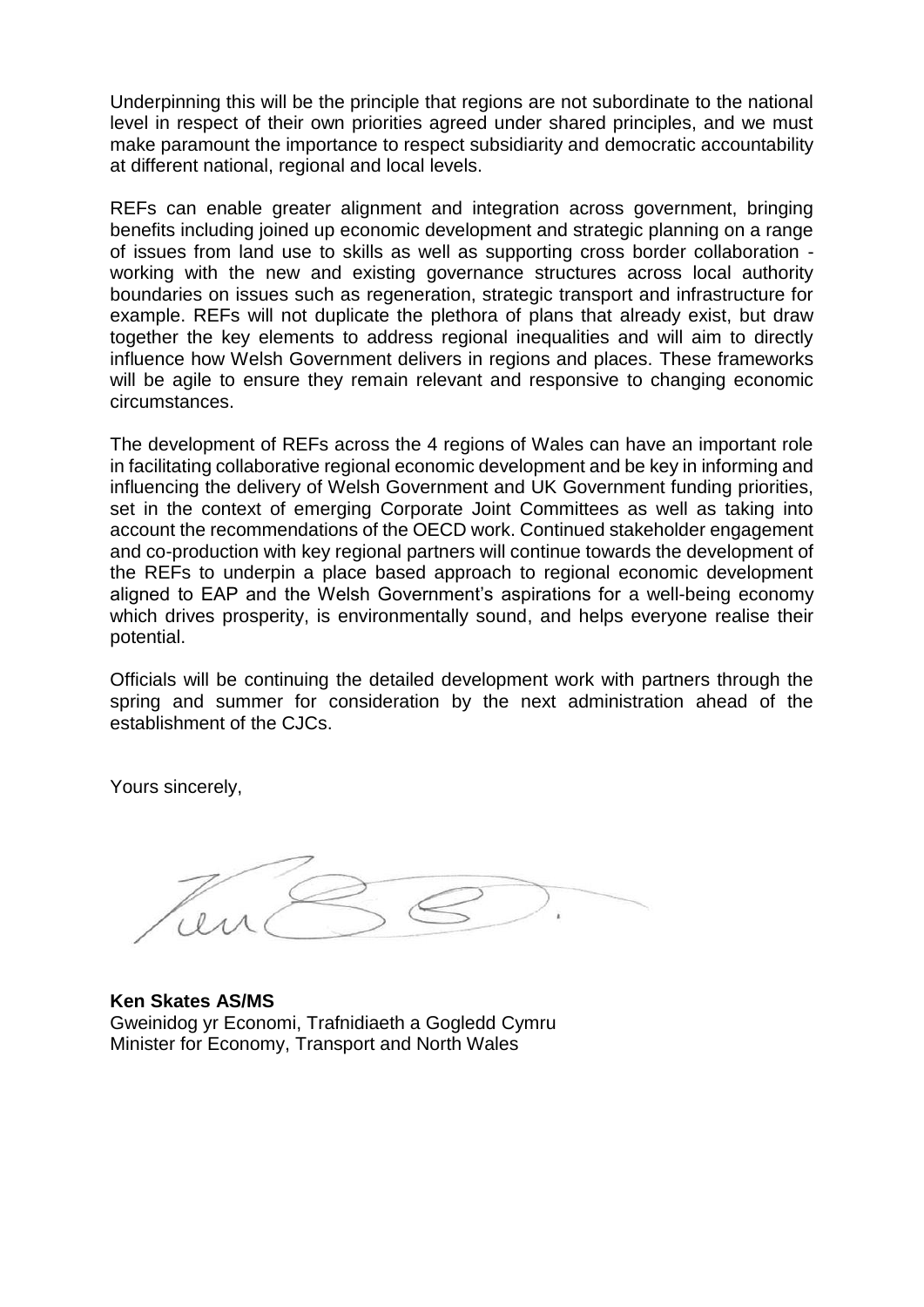Underpinning this will be the principle that regions are not subordinate to the national level in respect of their own priorities agreed under shared principles, and we must make paramount the importance to respect subsidiarity and democratic accountability at different national, regional and local levels.

REFs can enable greater alignment and integration across government, bringing benefits including joined up economic development and strategic planning on a range of issues from land use to skills as well as supporting cross border collaboration - working with the new and existing governance structures across local authority boundaries on issues such as regeneration, strategic transport and infrastructure for example. REFs will not duplicate the plethora of plans that already exist, but draw together the key elements to address regional inequalities and will aim to directly influence how Welsh Government delivers in regions and places. These frameworks will be agile to ensure they remain relevant and responsive to changing economic circumstances.

The development of REFs across the 4 regions of Wales can have an important role in facilitating collaborative regional economic development and be key in informing and influencing the delivery of Welsh Government and UK Government funding priorities, set in the context of emerging Corporate Joint Committees as well as taking into account the recommendations of the OECD work. Continued stakeholder engagement and co-production with key regional partners will continue towards the development of the REFs to underpin a place based approach to regional economic development aligned to EAP and the Welsh Government's aspirations for a well-being economy which drives prosperity, is environmentally sound, and helps everyone realise their potential.

Officials will be continuing the detailed development work with partners through the spring and summer for consideration by the next administration ahead of the establishment of the CJCs.

Yours sincerely,

**Ken Skates AS/MS**
Gweinidog yr Economi, Trafnidiaeth a Gogledd Cymru
Minister for Economy, Transport and North Wales